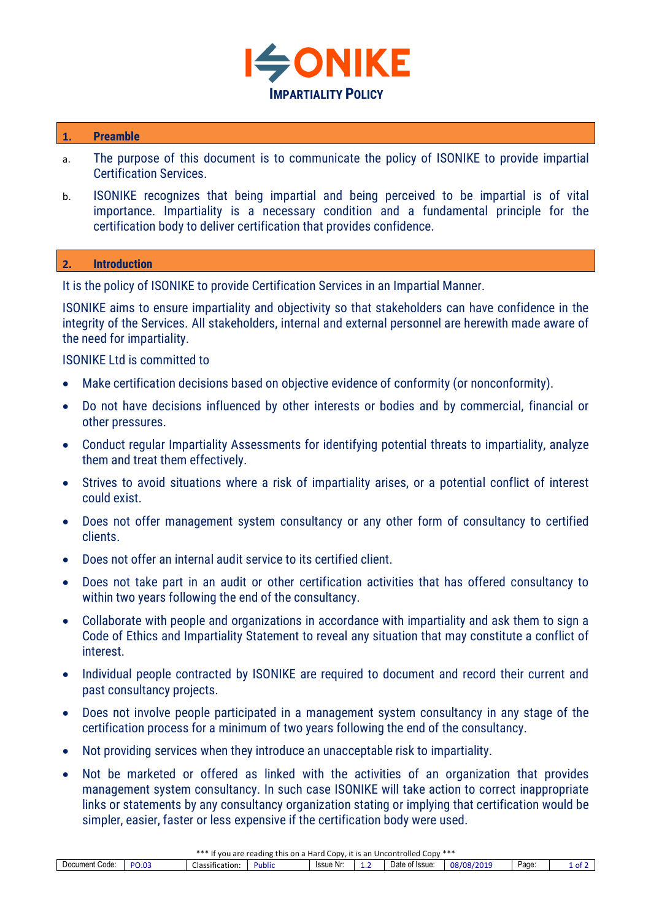# ISONIKE

## IMPARTIALITY POLICY

## 1. Preamble

a. The purpose of this document is to communicate the policy of ISONIKE to provide impartial Certification Services.

b. ISONIKE recognizes that being impartial and being perceived to be impartial is of vital importance. Impartiality is a necessary condition and a fundamental principle for the certification body to deliver certification that provides confidence.

## 2. Introduction

It is the policy of ISONIKE to provide Certification Services in an Impartial Manner.

ISONIKE aims to ensure impartiality and objectivity so that stakeholders can have confidence in the integrity of the Services. All stakeholders, internal and external personnel are herewith made aware of the need for impartiality.

ISONIKE Ltd is committed to

- Make certification decisions based on objective evidence of conformity (or nonconformity).
- Do not have decisions influenced by other interests or bodies and by commercial, financial or other pressures.
- Conduct regular Impartiality Assessments for identifying potential threats to impartiality, analyze them and treat them effectively.
- Strives to avoid situations where a risk of impartiality arises, or a potential conflict of interest could exist.
- Does not offer management system consultancy or any other form of consultancy to certified clients.
- Does not offer an internal audit service to its certified client.
- Does not take part in an audit or other certification activities that has offered consultancy to within two years following the end of the consultancy.
- Collaborate with people and organizations in accordance with impartiality and ask them to sign a Code of Ethics and Impartiality Statement to reveal any situation that may constitute a conflict of interest.
- Individual people contracted by ISONIKE are required to document and record their current and past consultancy projects.
- Does not involve people participated in a management system consultancy in any stage of the certification process for a minimum of two years following the end of the consultancy.
- Not providing services when they introduce an unacceptable risk to impartiality.
- Not be marketed or offered as linked with the activities of an organization that provides management system consultancy. In such case ISONIKE will take action to correct inappropriate links or statements by any consultancy organization stating or implying that certification would be simpler, easier, faster or less expensive if the certification body were used.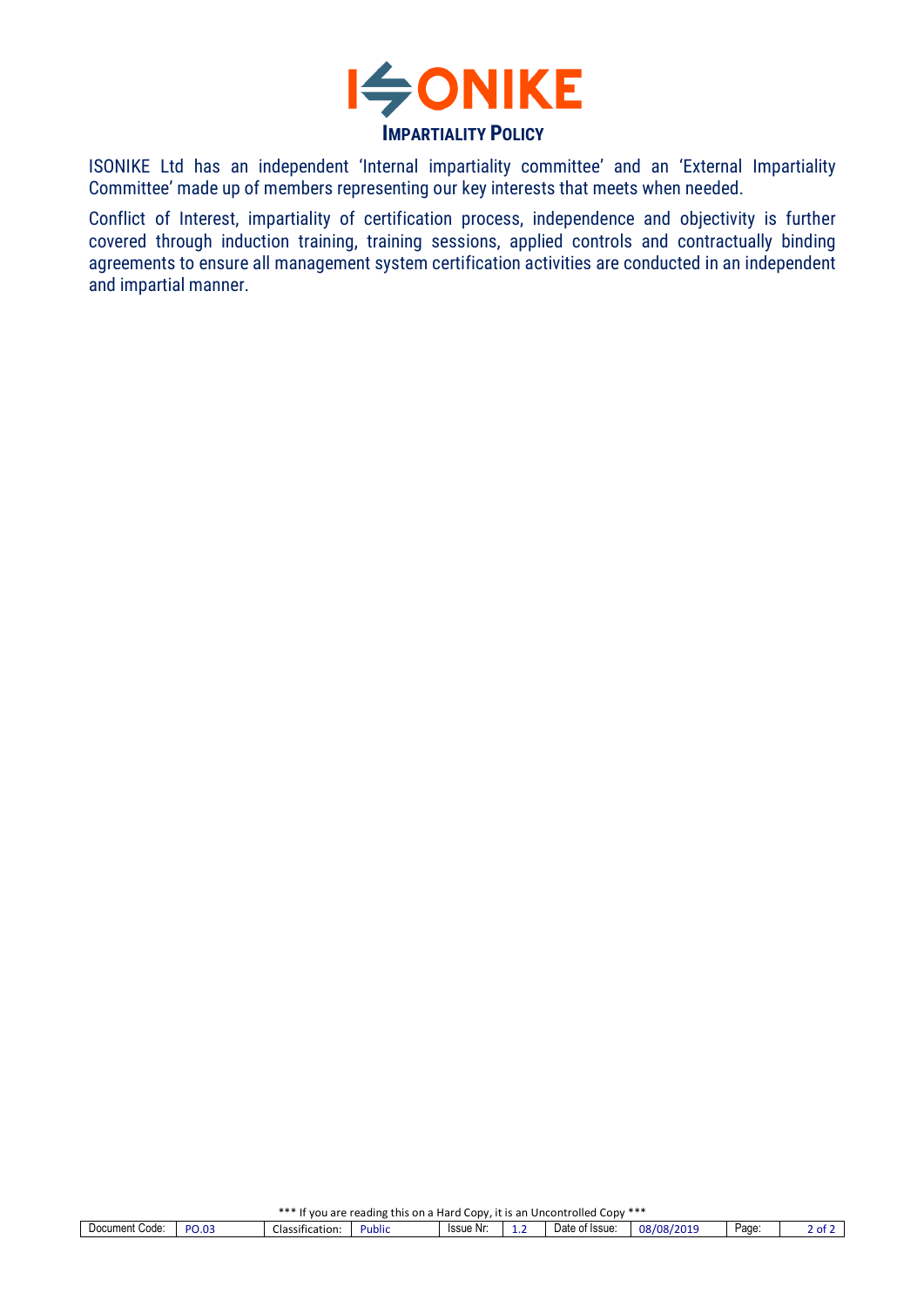# IMPARTIALITY POLICY

ISONIKE Ltd has an independent 'Internal impartiality committee' and an 'External Impartiality Committee' made up of members representing our key interests that meets when needed.

Conflict of Interest, impartiality of certification process, independence and objectivity is further covered through induction training, training sessions, applied controls and contractually binding agreements to ensure all management system certification activities are conducted in an independent and impartial manner.